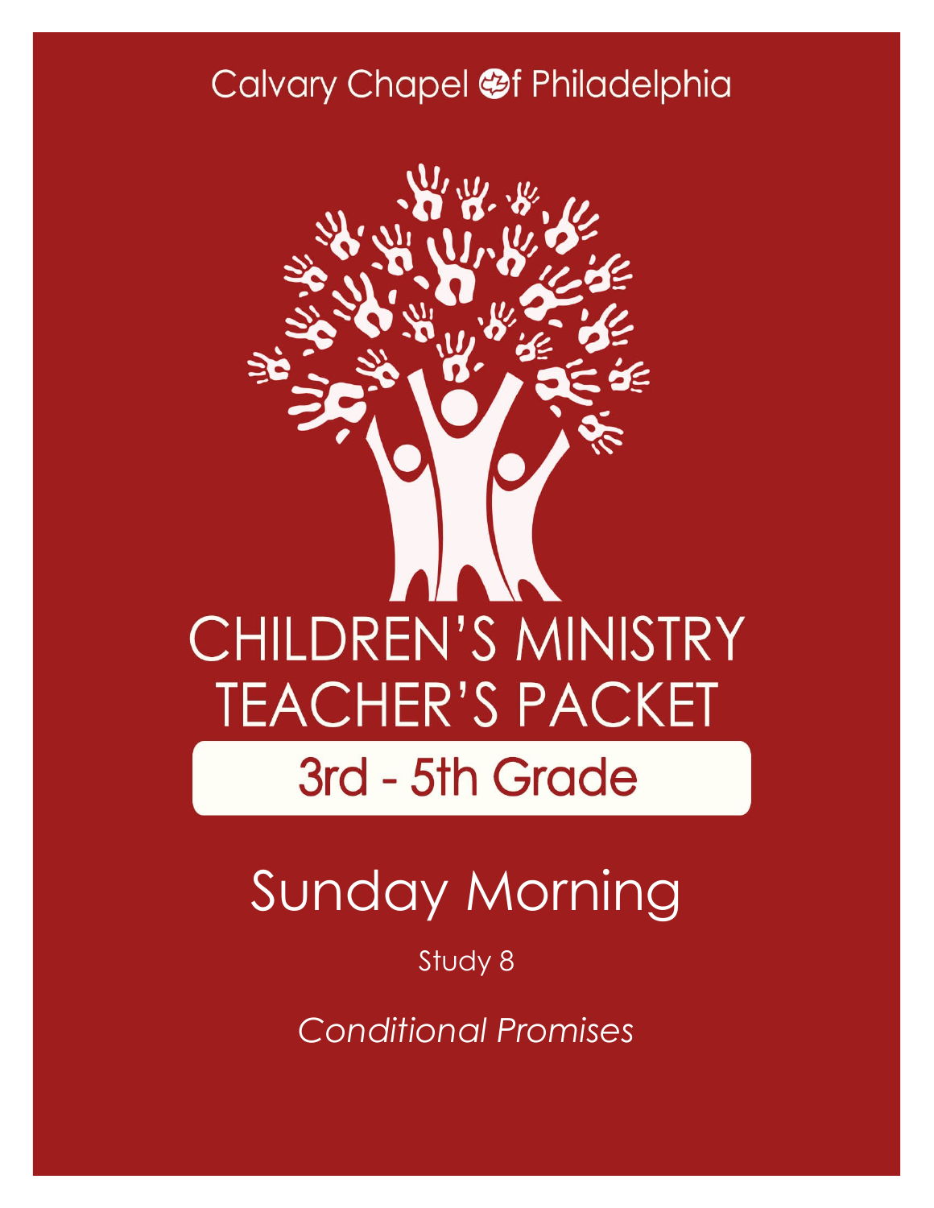Calvary Chapel of Philadelphia

# CHILDREN'S MINISTRY TEACHER'S PACKET

## 3rd - 5th Grade

# Sunday Morning

Study 8

*Conditional Promises*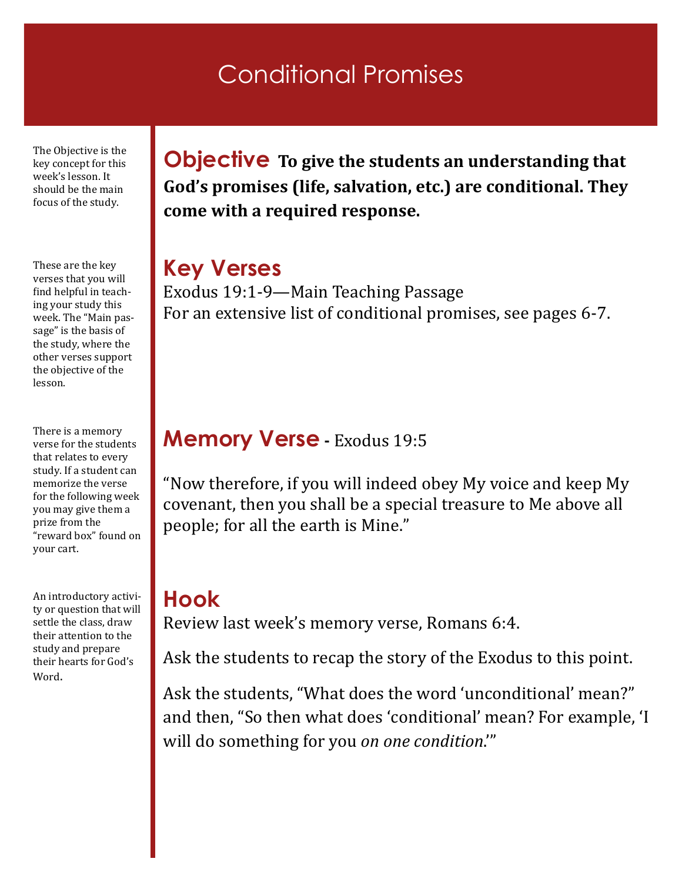# Conditional Promises

The Objective is the key concept for this week's lesson. It should be the main focus of the study.

## Objective

**To give the students an understanding that God's promises (life, salvation, etc.) are conditional. They come with a required response.**

These are the key verses that you will find helpful in teaching your study this week. The "Main passage" is the basis of the study, where the other verses support the objective of the lesson.

## Key Verses

Exodus 19:1-9—Main Teaching Passage

For an extensive list of conditional promises, see pages 6-7.

There is a memory verse for the students that relates to every study. If a student can memorize the verse for the following week you may give them a prize from the "reward box" found on your cart.

## Memory Verse - Exodus 19:5

"Now therefore, if you will indeed obey My voice and keep My covenant, then you shall be a special treasure to Me above all people; for all the earth is Mine."

An introductory activity or question that will settle the class, draw their attention to the study and prepare their hearts for God's Word.

## Hook

Review last week's memory verse, Romans 6:4.

Ask the students to recap the story of the Exodus to this point.

Ask the students, "What does the word 'unconditional' mean?" and then, "So then what does 'conditional' mean? For example, 'I will do something for you *on one condition*.'"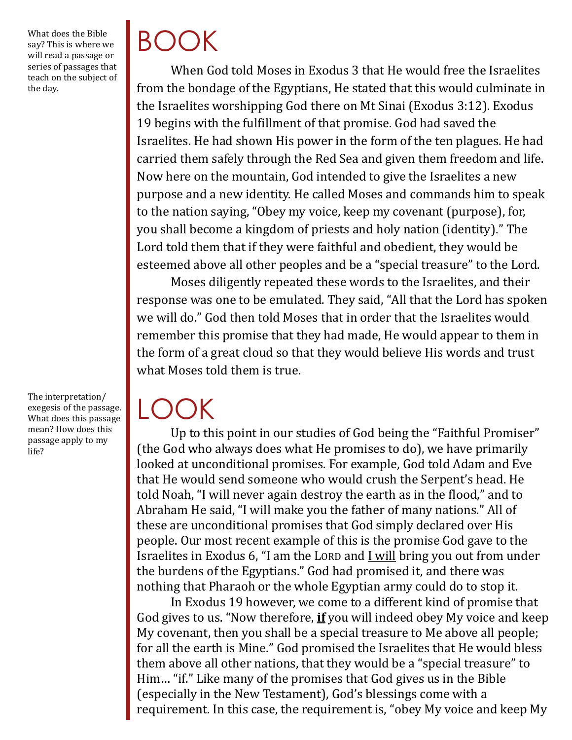What does the Bible say? This is where we will read a passage or series of passages that teach on the subject of the day.

# BOOK

When God told Moses in Exodus 3 that He would free the Israelites from the bondage of the Egyptians, He stated that this would culminate in the Israelites worshipping God there on Mt Sinai (Exodus 3:12). Exodus 19 begins with the fulfillment of that promise. God had saved the Israelites. He had shown His power in the form of the ten plagues. He had carried them safely through the Red Sea and given them freedom and life. Now here on the mountain, God intended to give the Israelites a new purpose and a new identity. He called Moses and commands him to speak to the nation saying, "Obey my voice, keep my covenant (purpose), for, you shall become a kingdom of priests and holy nation (identity)." The Lord told them that if they were faithful and obedient, they would be esteemed above all other peoples and be a "special treasure" to the Lord.

Moses diligently repeated these words to the Israelites, and their response was one to be emulated. They said, "All that the Lord has spoken we will do." God then told Moses that in order that the Israelites would remember this promise that they had made, He would appear to them in the form of a great cloud so that they would believe His words and trust what Moses told them is true.

The interpretation/exegesis of the passage. What does this passage mean? How does this passage apply to my life?

# LOOK

Up to this point in our studies of God being the "Faithful Promiser" (the God who always does what He promises to do), we have primarily looked at unconditional promises. For example, God told Adam and Eve that He would send someone who would crush the Serpent's head. He told Noah, "I will never again destroy the earth as in the flood," and to Abraham He said, "I will make you the father of many nations." All of these are unconditional promises that God simply declared over His people. Our most recent example of this is the promise God gave to the Israelites in Exodus 6, "I am the LORD and <u>I will</u> bring you out from under the burdens of the Egyptians." God had promised it, and there was nothing that Pharaoh or the whole Egyptian army could do to stop it.

In Exodus 19 however, we come to a different kind of promise that God gives to us. "Now therefore, <u>**if**</u> you will indeed obey My voice and keep My covenant, then you shall be a special treasure to Me above all people; for all the earth is Mine." God promised the Israelites that He would bless them above all other nations, that they would be a "special treasure" to Him… "if." Like many of the promises that God gives us in the Bible (especially in the New Testament), God's blessings come with a requirement. In this case, the requirement is, "obey My voice and keep My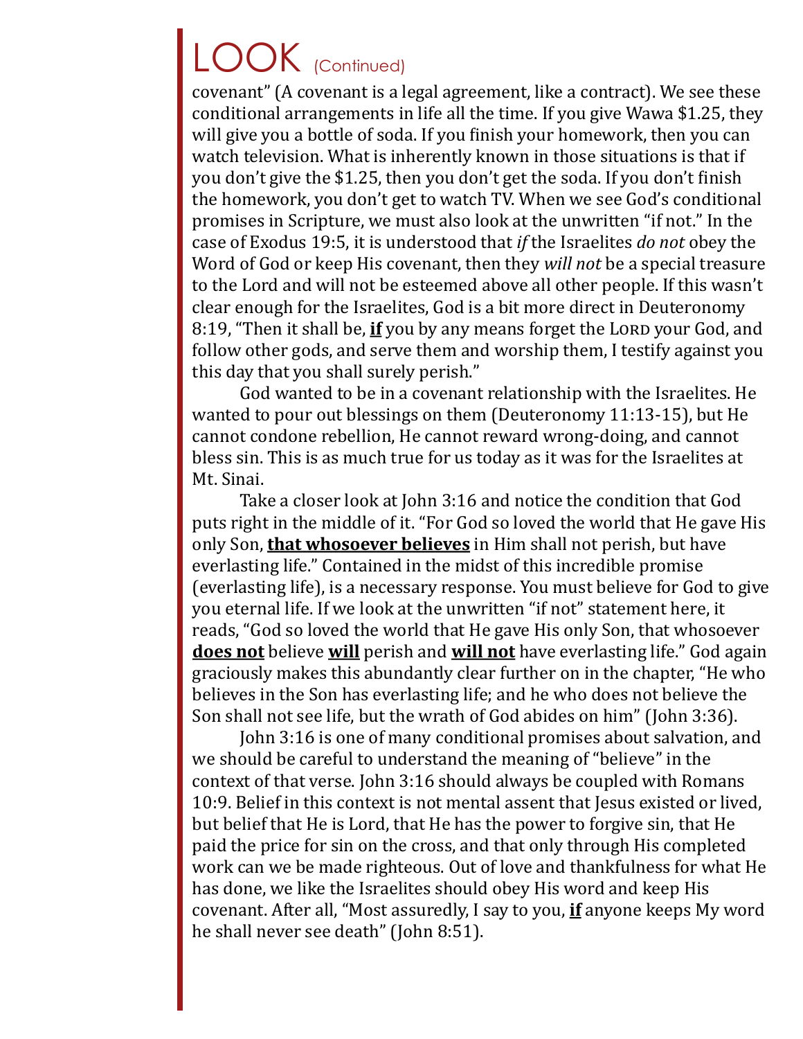# LOOK (Continued)

covenant" (A covenant is a legal agreement, like a contract). We see these conditional arrangements in life all the time. If you give Wawa $1.25, they will give you a bottle of soda. If you finish your homework, then you can watch television. What is inherently known in those situations is that if you don't give the $1.25, then you don't get the soda. If you don't finish the homework, you don't get to watch TV. When we see God's conditional promises in Scripture, we must also look at the unwritten "if not." In the case of Exodus 19:5, it is understood that *if* the Israelites *do not* obey the Word of God or keep His covenant, then they *will not* be a special treasure to the Lord and will not be esteemed above all other people. If this wasn't clear enough for the Israelites, God is a bit more direct in Deuteronomy 8:19, "Then it shall be, **<u>if</u>** you by any means forget the LORD your God, and follow other gods, and serve them and worship them, I testify against you this day that you shall surely perish."

God wanted to be in a covenant relationship with the Israelites. He wanted to pour out blessings on them (Deuteronomy 11:13-15), but He cannot condone rebellion, He cannot reward wrong-doing, and cannot bless sin. This is as much true for us today as it was for the Israelites at Mt. Sinai.

Take a closer look at John 3:16 and notice the condition that God puts right in the middle of it. "For God so loved the world that He gave His only Son, **<u>that whosoever believes</u>** in Him shall not perish, but have everlasting life." Contained in the midst of this incredible promise (everlasting life), is a necessary response. You must believe for God to give you eternal life. If we look at the unwritten "if not" statement here, it reads, "God so loved the world that He gave His only Son, that whosoever **<u>does not</u>** believe **<u>will</u>** perish and **<u>will not</u>** have everlasting life." God again graciously makes this abundantly clear further on in the chapter, "He who believes in the Son has everlasting life; and he who does not believe the Son shall not see life, but the wrath of God abides on him" (John 3:36).

John 3:16 is one of many conditional promises about salvation, and we should be careful to understand the meaning of "believe" in the context of that verse. John 3:16 should always be coupled with Romans 10:9. Belief in this context is not mental assent that Jesus existed or lived, but belief that He is Lord, that He has the power to forgive sin, that He paid the price for sin on the cross, and that only through His completed work can we be made righteous. Out of love and thankfulness for what He has done, we like the Israelites should obey His word and keep His covenant. After all, "Most assuredly, I say to you, **<u>if</u>** anyone keeps My word he shall never see death" (John 8:51).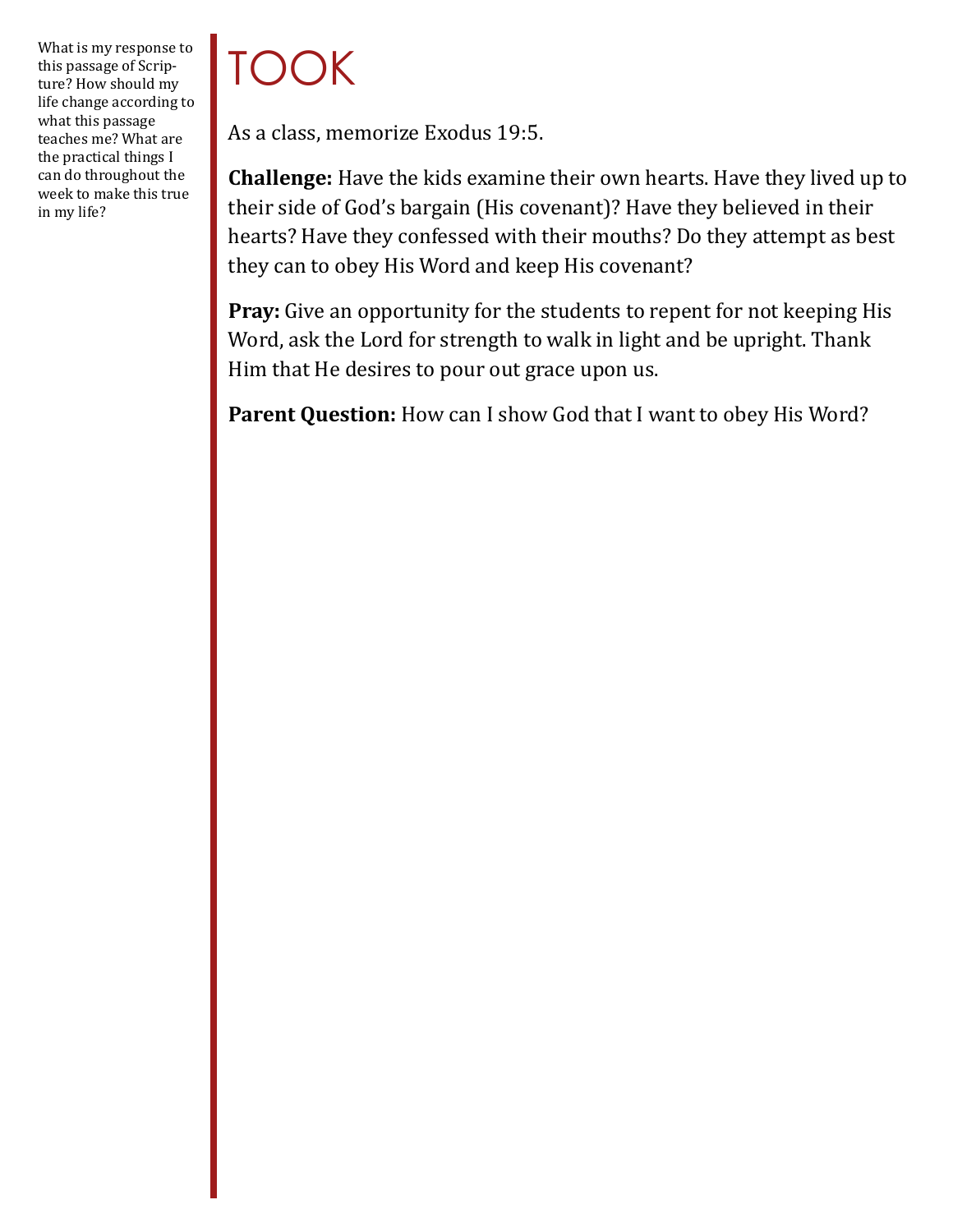What is my response to this passage of Scripture? How should my life change according to what this passage teaches me? What are the practical things I can do throughout the week to make this true in my life?

# TOOK

As a class, memorize Exodus 19:5.

**Challenge:** Have the kids examine their own hearts. Have they lived up to their side of God's bargain (His covenant)? Have they believed in their hearts? Have they confessed with their mouths? Do they attempt as best they can to obey His Word and keep His covenant?

**Pray:** Give an opportunity for the students to repent for not keeping His Word, ask the Lord for strength to walk in light and be upright. Thank Him that He desires to pour out grace upon us.

**Parent Question:** How can I show God that I want to obey His Word?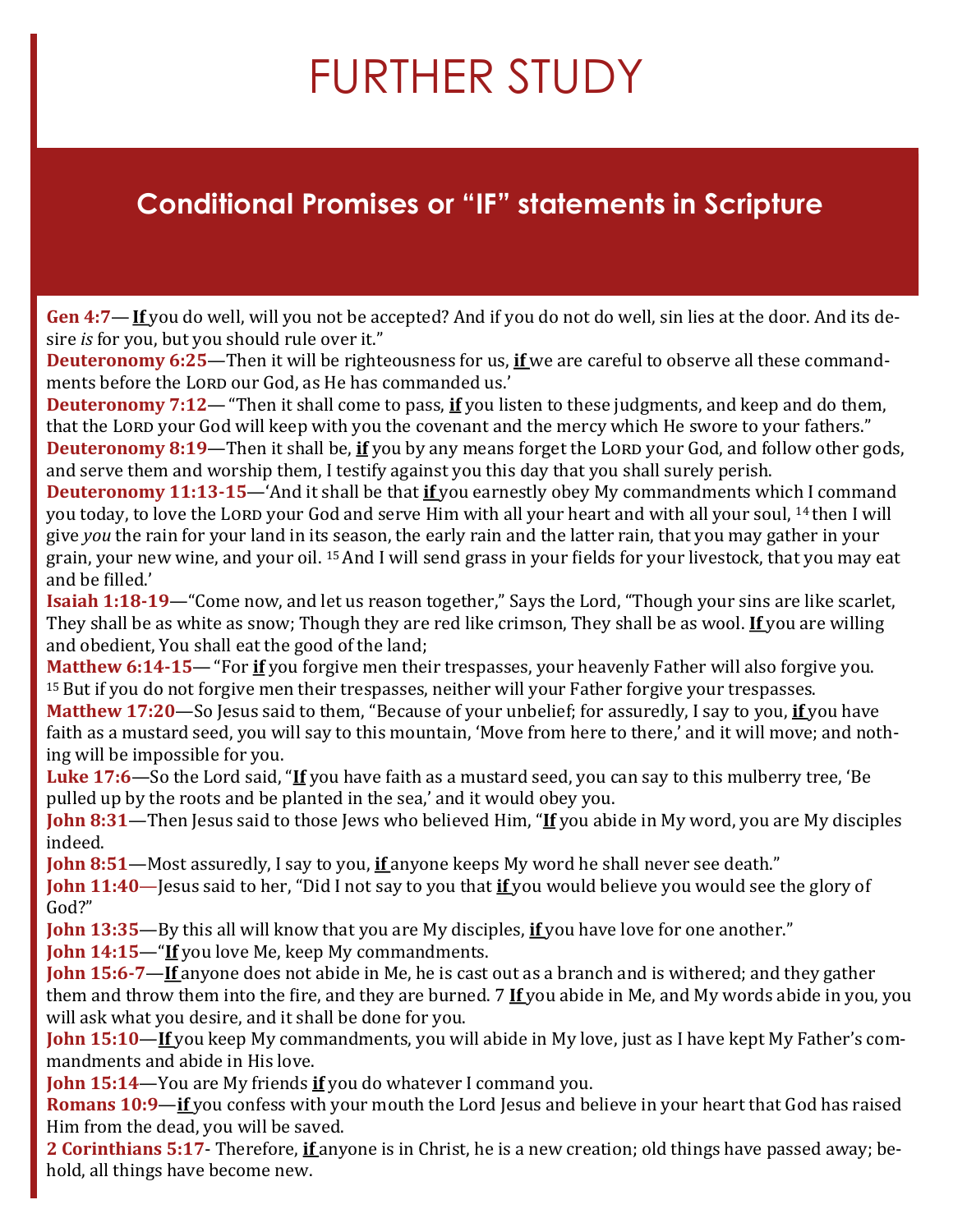# FURTHER STUDY

## Conditional Promises or "IF" statements in Scripture

**Gen 4:7**— **<u>If</u>** you do well, will you not be accepted? And if you do not do well, sin lies at the door. And its desire *is* for you, but you should rule over it."

**Deuteronomy 6:25**—Then it will be righteousness for us, **<u>if</u>** we are careful to observe all these commandments before the LORD our God, as He has commanded us.'

**Deuteronomy 7:12**— "Then it shall come to pass, **<u>if</u>** you listen to these judgments, and keep and do them, that the LORD your God will keep with you the covenant and the mercy which He swore to your fathers."

**Deuteronomy 8:19**—Then it shall be, **<u>if</u>** you by any means forget the LORD your God, and follow other gods, and serve them and worship them, I testify against you this day that you shall surely perish.

**Deuteronomy 11:13-15**—'And it shall be that **<u>if</u>** you earnestly obey My commandments which I command you today, to love the LORD your God and serve Him with all your heart and with all your soul, [14] then I will give *you* the rain for your land in its season, the early rain and the latter rain, that you may gather in your grain, your new wine, and your oil. [15] And I will send grass in your fields for your livestock, that you may eat and be filled.'

**Isaiah 1:18-19**—"Come now, and let us reason together," Says the Lord, "Though your sins are like scarlet, They shall be as white as snow; Though they are red like crimson, They shall be as wool. **<u>If</u>** you are willing and obedient, You shall eat the good of the land;

**Matthew 6:14-15**— "For **<u>if</u>** you forgive men their trespasses, your heavenly Father will also forgive you. [15] But if you do not forgive men their trespasses, neither will your Father forgive your trespasses.

**Matthew 17:20**—So Jesus said to them, "Because of your unbelief; for assuredly, I say to you, **<u>if</u>** you have faith as a mustard seed, you will say to this mountain, 'Move from here to there,' and it will move; and nothing will be impossible for you.

**Luke 17:6**—So the Lord said, "**<u>If</u>** you have faith as a mustard seed, you can say to this mulberry tree, 'Be pulled up by the roots and be planted in the sea,' and it would obey you.

**John 8:31**—Then Jesus said to those Jews who believed Him, "**<u>If</u>** you abide in My word, you are My disciples indeed.

**John 8:51**—Most assuredly, I say to you, **<u>if</u>** anyone keeps My word he shall never see death."

**John 11:40**—Jesus said to her, "Did I not say to you that **<u>if</u>** you would believe you would see the glory of God?"

**John 13:35**—By this all will know that you are My disciples, **<u>if</u>** you have love for one another."

**John 14:15**—"**<u>If</u>** you love Me, keep My commandments.

**John 15:6-7**—**<u>If</u>** anyone does not abide in Me, he is cast out as a branch and is withered; and they gather them and throw them into the fire, and they are burned. 7 **<u>If</u>** you abide in Me, and My words abide in you, you will ask what you desire, and it shall be done for you.

**John 15:10**—**<u>If</u>** you keep My commandments, you will abide in My love, just as I have kept My Father's commandments and abide in His love.

**John 15:14**—You are My friends **<u>if</u>** you do whatever I command you.

**Romans 10:9**—**<u>if</u>** you confess with your mouth the Lord Jesus and believe in your heart that God has raised Him from the dead, you will be saved.

**2 Corinthians 5:17**- Therefore, **<u>if</u>** anyone is in Christ, he is a new creation; old things have passed away; behold, all things have become new.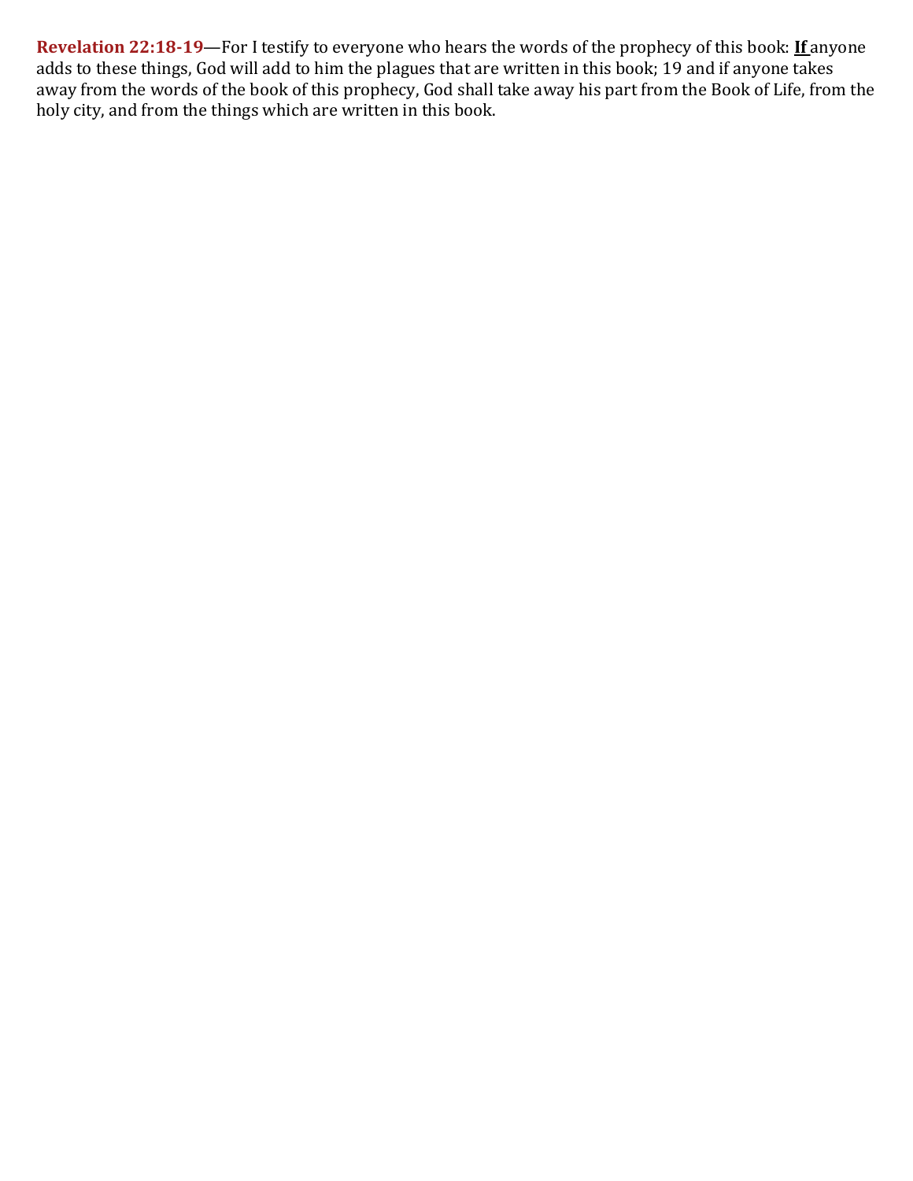**Revelation 22:18-19**—For I testify to everyone who hears the words of the prophecy of this book: **If** anyone adds to these things, God will add to him the plagues that are written in this book; 19 and if anyone takes away from the words of the book of this prophecy, God shall take away his part from the Book of Life, from the holy city, and from the things which are written in this book.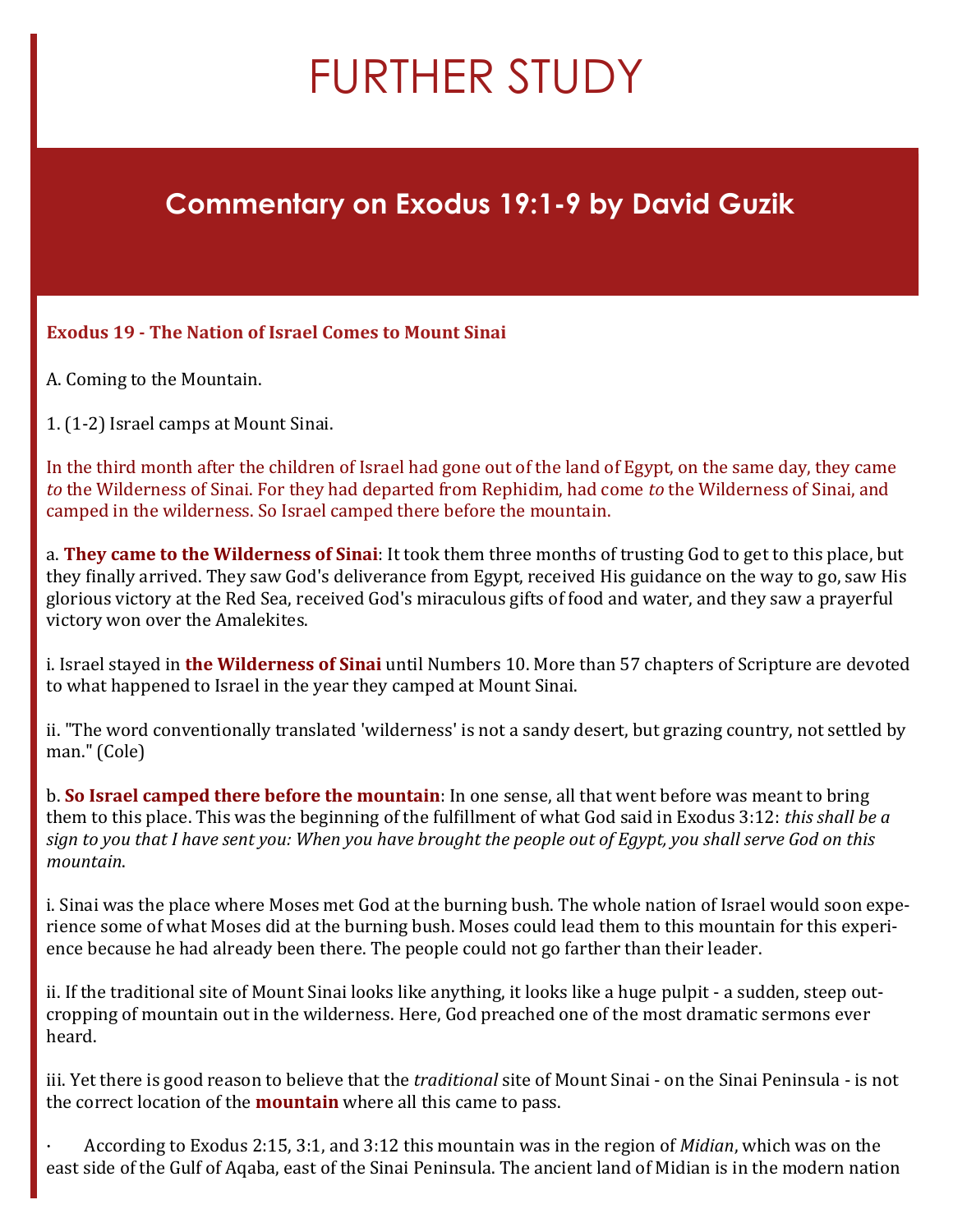# FURTHER STUDY

## Commentary on Exodus 19:1-9 by David Guzik

**Exodus 19 - The Nation of Israel Comes to Mount Sinai**

A. Coming to the Mountain.

1. (1-2) Israel camps at Mount Sinai.

In the third month after the children of Israel had gone out of the land of Egypt, on the same day, they came *to* the Wilderness of Sinai. For they had departed from Rephidim, had come *to* the Wilderness of Sinai, and camped in the wilderness. So Israel camped there before the mountain.

a. **They came to the Wilderness of Sinai**: It took them three months of trusting God to get to this place, but they finally arrived. They saw God's deliverance from Egypt, received His guidance on the way to go, saw His glorious victory at the Red Sea, received God's miraculous gifts of food and water, and they saw a prayerful victory won over the Amalekites.

i. Israel stayed in **the Wilderness of Sinai** until Numbers 10. More than 57 chapters of Scripture are devoted to what happened to Israel in the year they camped at Mount Sinai.

ii. "The word conventionally translated 'wilderness' is not a sandy desert, but grazing country, not settled by man." (Cole)

b. **So Israel camped there before the mountain**: In one sense, all that went before was meant to bring them to this place. This was the beginning of the fulfillment of what God said in Exodus 3:12: *this shall be a sign to you that I have sent you: When you have brought the people out of Egypt, you shall serve God on this mountain*.

i. Sinai was the place where Moses met God at the burning bush. The whole nation of Israel would soon experience some of what Moses did at the burning bush. Moses could lead them to this mountain for this experience because he had already been there. The people could not go farther than their leader.

ii. If the traditional site of Mount Sinai looks like anything, it looks like a huge pulpit - a sudden, steep outcropping of mountain out in the wilderness. Here, God preached one of the most dramatic sermons ever heard.

iii. Yet there is good reason to believe that the *traditional* site of Mount Sinai - on the Sinai Peninsula - is not the correct location of the **mountain** where all this came to pass.

· According to Exodus 2:15, 3:1, and 3:12 this mountain was in the region of *Midian*, which was on the east side of the Gulf of Aqaba, east of the Sinai Peninsula. The ancient land of Midian is in the modern nation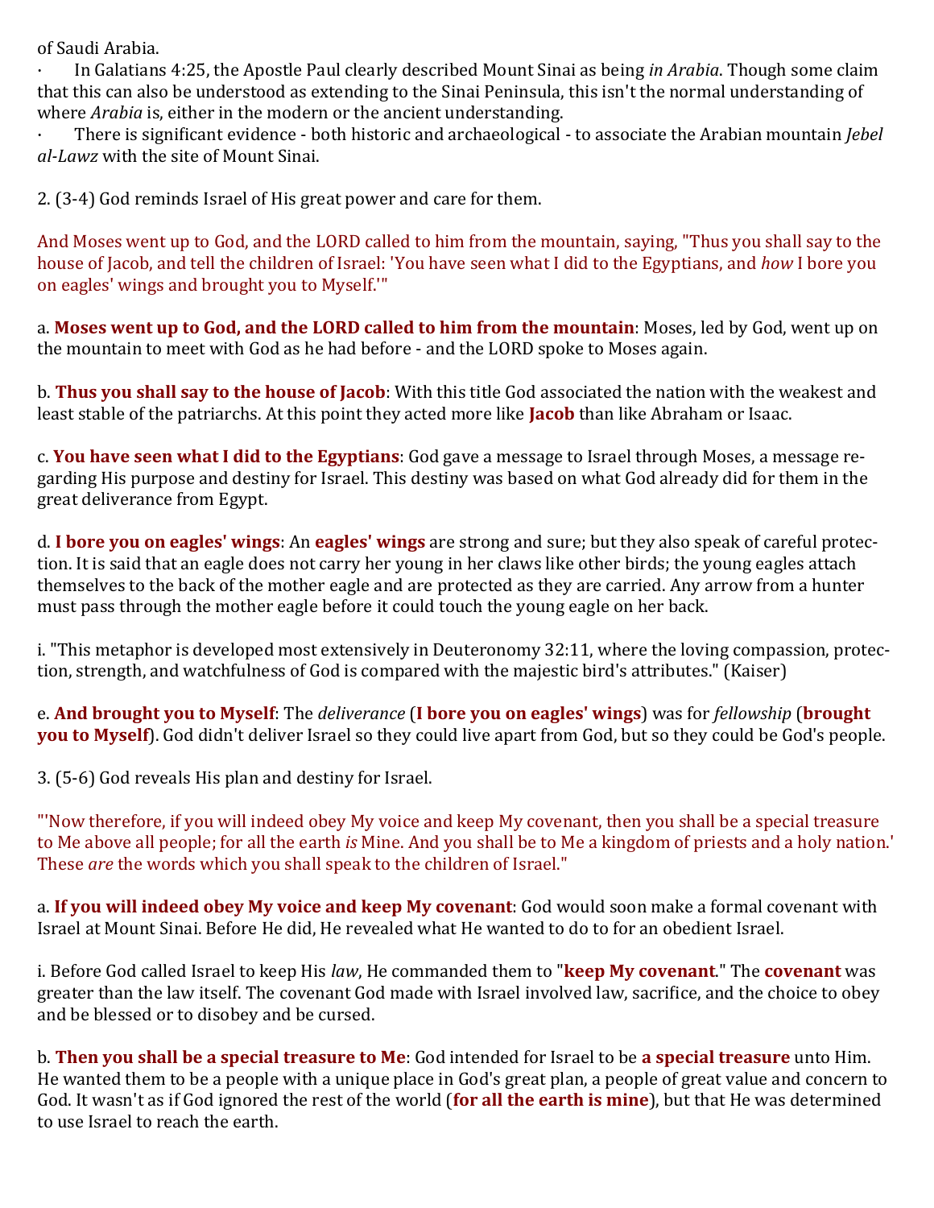of Saudi Arabia.

· In Galatians 4:25, the Apostle Paul clearly described Mount Sinai as being *in Arabia*. Though some claim that this can also be understood as extending to the Sinai Peninsula, this isn't the normal understanding of where *Arabia* is, either in the modern or the ancient understanding.

· There is significant evidence - both historic and archaeological - to associate the Arabian mountain *Jebel al-Lawz* with the site of Mount Sinai.

2. (3-4) God reminds Israel of His great power and care for them.

And Moses went up to God, and the LORD called to him from the mountain, saying, "Thus you shall say to the house of Jacob, and tell the children of Israel: 'You have seen what I did to the Egyptians, and *how* I bore you on eagles' wings and brought you to Myself.'"

a. **Moses went up to God, and the LORD called to him from the mountain**: Moses, led by God, went up on the mountain to meet with God as he had before - and the LORD spoke to Moses again.

b. **Thus you shall say to the house of Jacob**: With this title God associated the nation with the weakest and least stable of the patriarchs. At this point they acted more like **Jacob** than like Abraham or Isaac.

c. **You have seen what I did to the Egyptians**: God gave a message to Israel through Moses, a message regarding His purpose and destiny for Israel. This destiny was based on what God already did for them in the great deliverance from Egypt.

d. **I bore you on eagles' wings**: An **eagles' wings** are strong and sure; but they also speak of careful protection. It is said that an eagle does not carry her young in her claws like other birds; the young eagles attach themselves to the back of the mother eagle and are protected as they are carried. Any arrow from a hunter must pass through the mother eagle before it could touch the young eagle on her back.

i. "This metaphor is developed most extensively in Deuteronomy 32:11, where the loving compassion, protection, strength, and watchfulness of God is compared with the majestic bird's attributes." (Kaiser)

e. **And brought you to Myself**: The *deliverance* (**I bore you on eagles' wings**) was for *fellowship* (**brought you to Myself**). God didn't deliver Israel so they could live apart from God, but so they could be God's people.

3. (5-6) God reveals His plan and destiny for Israel.

"'Now therefore, if you will indeed obey My voice and keep My covenant, then you shall be a special treasure to Me above all people; for all the earth *is* Mine. And you shall be to Me a kingdom of priests and a holy nation.' These *are* the words which you shall speak to the children of Israel."

a. **If you will indeed obey My voice and keep My covenant**: God would soon make a formal covenant with Israel at Mount Sinai. Before He did, He revealed what He wanted to do to for an obedient Israel.

i. Before God called Israel to keep His *law*, He commanded them to "**keep My covenant**." The **covenant** was greater than the law itself. The covenant God made with Israel involved law, sacrifice, and the choice to obey and be blessed or to disobey and be cursed.

b. **Then you shall be a special treasure to Me**: God intended for Israel to be **a special treasure** unto Him. He wanted them to be a people with a unique place in God's great plan, a people of great value and concern to God. It wasn't as if God ignored the rest of the world (**for all the earth is mine**), but that He was determined to use Israel to reach the earth.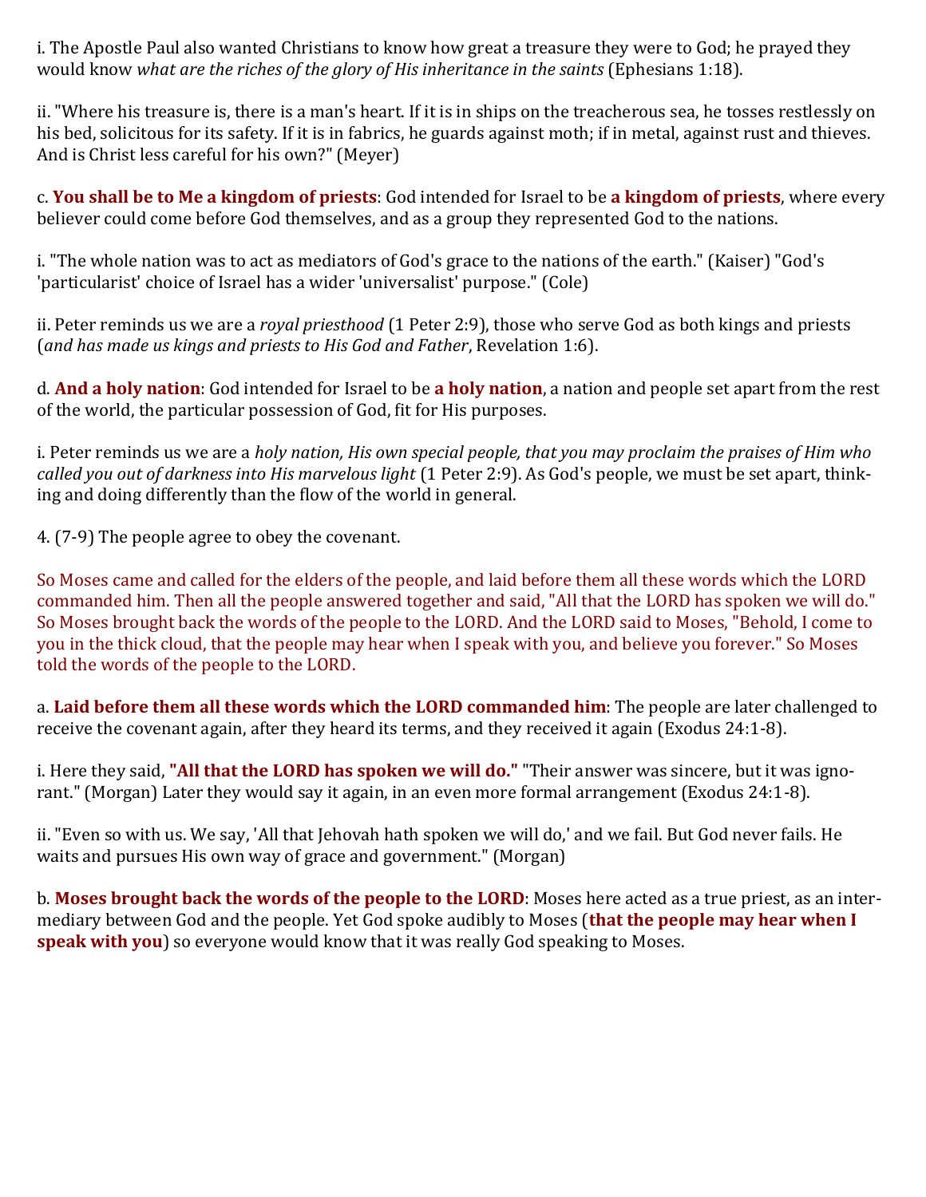i. The Apostle Paul also wanted Christians to know how great a treasure they were to God; he prayed they would know *what are the riches of the glory of His inheritance in the saints* (Ephesians 1:18).

ii. "Where his treasure is, there is a man's heart. If it is in ships on the treacherous sea, he tosses restlessly on his bed, solicitous for its safety. If it is in fabrics, he guards against moth; if in metal, against rust and thieves. And is Christ less careful for his own?" (Meyer)

c. **You shall be to Me a kingdom of priests**: God intended for Israel to be **a kingdom of priests**, where every believer could come before God themselves, and as a group they represented God to the nations.

i. "The whole nation was to act as mediators of God's grace to the nations of the earth." (Kaiser) "God's 'particularist' choice of Israel has a wider 'universalist' purpose." (Cole)

ii. Peter reminds us we are a *royal priesthood* (1 Peter 2:9), those who serve God as both kings and priests (*and has made us kings and priests to His God and Father*, Revelation 1:6).

d. **And a holy nation**: God intended for Israel to be **a holy nation**, a nation and people set apart from the rest of the world, the particular possession of God, fit for His purposes.

i. Peter reminds us we are a *holy nation, His own special people, that you may proclaim the praises of Him who called you out of darkness into His marvelous light* (1 Peter 2:9). As God's people, we must be set apart, thinking and doing differently than the flow of the world in general.

4. (7-9) The people agree to obey the covenant.

So Moses came and called for the elders of the people, and laid before them all these words which the LORD commanded him. Then all the people answered together and said, "All that the LORD has spoken we will do." So Moses brought back the words of the people to the LORD. And the LORD said to Moses, "Behold, I come to you in the thick cloud, that the people may hear when I speak with you, and believe you forever." So Moses told the words of the people to the LORD.

a. **Laid before them all these words which the LORD commanded him**: The people are later challenged to receive the covenant again, after they heard its terms, and they received it again (Exodus 24:1-8).

i. Here they said, **"All that the LORD has spoken we will do."** "Their answer was sincere, but it was ignorant." (Morgan) Later they would say it again, in an even more formal arrangement (Exodus 24:1-8).

ii. "Even so with us. We say, 'All that Jehovah hath spoken we will do,' and we fail. But God never fails. He waits and pursues His own way of grace and government." (Morgan)

b. **Moses brought back the words of the people to the LORD**: Moses here acted as a true priest, as an intermediary between God and the people. Yet God spoke audibly to Moses (**that the people may hear when I speak with you**) so everyone would know that it was really God speaking to Moses.